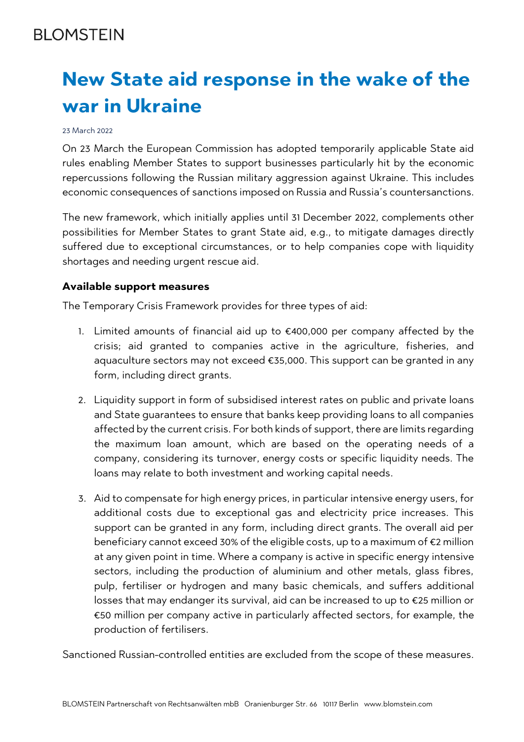BLOMSTEIN

# New State aid response in the wake of the war in Ukraine

23 March 2022

On 23 March the European Commission has adopted temporarily applicable State aid rules enabling Member States to support businesses particularly hit by the economic repercussions following the Russian military aggression against Ukraine. This includes economic consequences of sanctions imposed on Russia and Russia's countersanctions.

The new framework, which initially applies until 31 December 2022, complements other possibilities for Member States to grant State aid, e.g., to mitigate damages directly suffered due to exceptional circumstances, or to help companies cope with liquidity shortages and needing urgent rescue aid.

### Available support measures

The Temporary Crisis Framework provides for three types of aid:

1. Limited amounts of financial aid up to €400,000 per company affected by the crisis; aid granted to companies active in the agriculture, fisheries, and aquaculture sectors may not exceed €35,000. This support can be granted in any form, including direct grants.

2. Liquidity support in form of subsidised interest rates on public and private loans and State guarantees to ensure that banks keep providing loans to all companies affected by the current crisis. For both kinds of support, there are limits regarding the maximum loan amount, which are based on the operating needs of a company, considering its turnover, energy costs or specific liquidity needs. The loans may relate to both investment and working capital needs.

3. Aid to compensate for high energy prices, in particular intensive energy users, for additional costs due to exceptional gas and electricity price increases. This support can be granted in any form, including direct grants. The overall aid per beneficiary cannot exceed 30% of the eligible costs, up to a maximum of €2 million at any given point in time. Where a company is active in specific energy intensive sectors, including the production of aluminium and other metals, glass fibres, pulp, fertiliser or hydrogen and many basic chemicals, and suffers additional losses that may endanger its survival, aid can be increased to up to €25 million or €50 million per company active in particularly affected sectors, for example, the production of fertilisers.

Sanctioned Russian-controlled entities are excluded from the scope of these measures.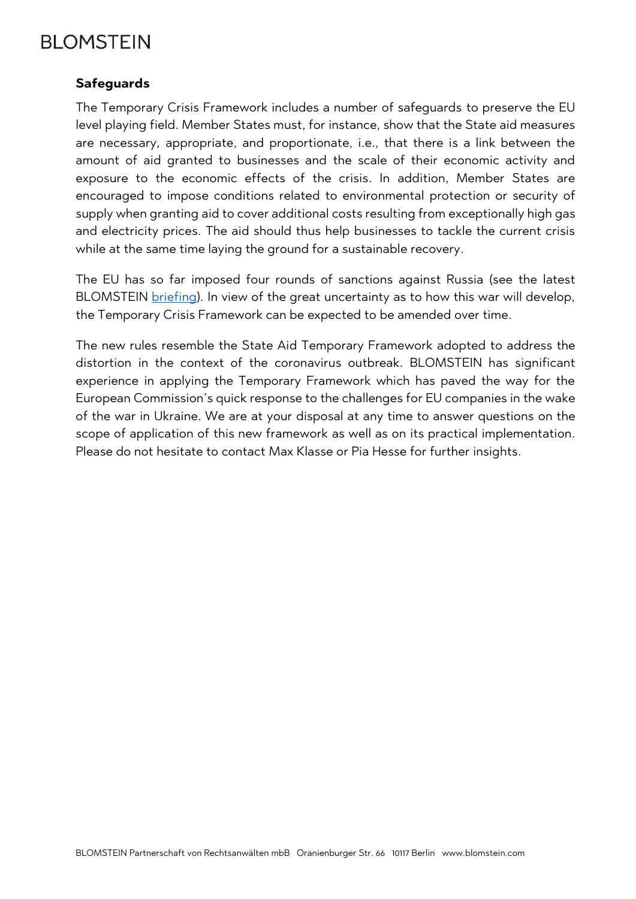**Safeguards**

The Temporary Crisis Framework includes a number of safeguards to preserve the EU level playing field. Member States must, for instance, show that the State aid measures are necessary, appropriate, and proportionate, i.e., that there is a link between the amount of aid granted to businesses and the scale of their economic activity and exposure to the economic effects of the crisis. In addition, Member States are encouraged to impose conditions related to environmental protection or security of supply when granting aid to cover additional costs resulting from exceptionally high gas and electricity prices. The aid should thus help businesses to tackle the current crisis while at the same time laying the ground for a sustainable recovery.

The EU has so far imposed four rounds of sanctions against Russia (see the latest BLOMSTEIN briefing). In view of the great uncertainty as to how this war will develop, the Temporary Crisis Framework can be expected to be amended over time.

The new rules resemble the State Aid Temporary Framework adopted to address the distortion in the context of the coronavirus outbreak. BLOMSTEIN has significant experience in applying the Temporary Framework which has paved the way for the European Commission's quick response to the challenges for EU companies in the wake of the war in Ukraine. We are at your disposal at any time to answer questions on the scope of application of this new framework as well as on its practical implementation. Please do not hesitate to contact Max Klasse or Pia Hesse for further insights.